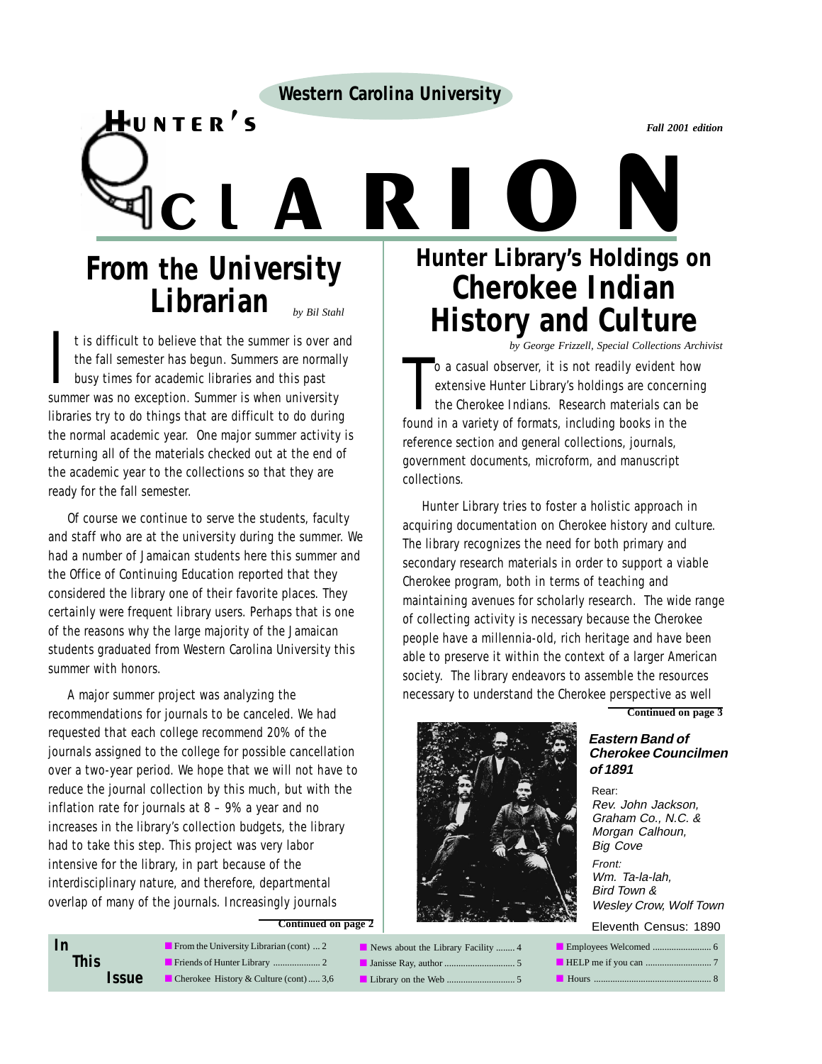Western Carolina University

# HUNTER'S CLARION

*Fall 2001 edition*

## From the University Librarian

*by Bil Stahl*

It is difficult to believe that the summer is over and the fall semester has begun. Summers are normally busy times for academic libraries and this past summer was no exception. Summer is when university libraries try to do things that are difficult to do during the normal academic year. One major summer activity is returning all of the materials checked out at the end of the academic year to the collections so that they are ready for the fall semester.

Of course we continue to serve the students, faculty and staff who are at the university during the summer. We had a number of Jamaican students here this summer and the Office of Continuing Education reported that they considered the library one of their favorite places. They certainly were frequent library users. Perhaps that is one of the reasons why the large majority of the Jamaican students graduated from Western Carolina University this summer with honors.

A major summer project was analyzing the recommendations for journals to be canceled. We had requested that each college recommend 20% of the journals assigned to the college for possible cancellation over a two-year period. We hope that we will not have to reduce the journal collection by this much, but with the inflation rate for journals at 8 – 9% a year and no increases in the library's collection budgets, the library had to take this step. This project was very labor intensive for the library, in part because of the interdisciplinary nature, and therefore, departmental overlap of many of the journals. Increasingly journals

**Continued on page 2**

## Hunter Library's Holdings on Cherokee Indian History and Culture

*by George Frizzell, Special Collections Archivist*

To a casual observer, it is not readily evident how extensive Hunter Library's holdings are concerning the Cherokee Indians. Research materials can be found in a variety of formats, including books in the reference section and general collections, journals, government documents, microform, and manuscript collections.

Hunter Library tries to foster a holistic approach in acquiring documentation on Cherokee history and culture. The library recognizes the need for both primary and secondary research materials in order to support a viable Cherokee program, both in terms of teaching and maintaining avenues for scholarly research. The wide range of collecting activity is necessary because the Cherokee people have a millennia-old, rich heritage and have been able to preserve it within the context of a larger American society. The library endeavors to assemble the resources necessary to understand the Cherokee perspective as well

**Continued on page 3**

***Eastern Band of Cherokee Councilmen of 1891***

Rear:
*Rev. John Jackson, Graham Co., N.C. & Morgan Calhoun, Big Cove*

Front:
*Wm. Ta-la-lah, Bird Town & Wesley Crow, Wolf Town*

Eleventh Census: 1890

### In This Issue

- From the University Librarian (cont) ... 2
- Friends of Hunter Library ... 2
- Cherokee History & Culture (cont) ... 3,6
- News about the Library Facility ... 4
- Janisse Ray, author ... 5
- Library on the Web ... 5
- Employees Welcomed ... 6
- HELP me if you can ... 7
- Hours ... 8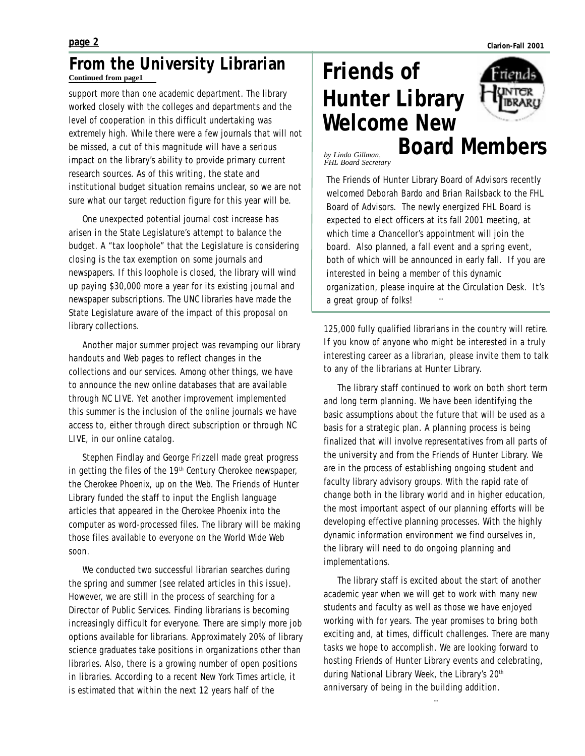## From the University Librarian

**Continued from page1**

support more than one academic department. The library worked closely with the colleges and departments and the level of cooperation in this difficult undertaking was extremely high. While there were a few journals that will not be missed, a cut of this magnitude will have a serious impact on the library's ability to provide primary current research sources. As of this writing, the state and institutional budget situation remains unclear, so we are not sure what our target reduction figure for this year will be.

One unexpected potential journal cost increase has arisen in the State Legislature's attempt to balance the budget. A "tax loophole" that the Legislature is considering closing is the tax exemption on some journals and newspapers. If this loophole is closed, the library will wind up paying $30,000 more a year for its existing journal and newspaper subscriptions. The UNC libraries have made the State Legislature aware of the impact of this proposal on library collections.

Another major summer project was revamping our library handouts and Web pages to reflect changes in the collections and our services. Among other things, we have to announce the new online databases that are available through NC LIVE. Yet another improvement implemented this summer is the inclusion of the online journals we have access to, either through direct subscription or through NC LIVE, in our online catalog.

Stephen Findlay and George Frizzell made great progress in getting the files of the 19th Century Cherokee newspaper, the *Cherokee Phoenix*, up on the Web. The Friends of Hunter Library funded the staff to input the English language articles that appeared in the *Cherokee Phoenix* into the computer as word-processed files. The library will be making those files available to everyone on the World Wide Web soon.

We conducted two successful librarian searches during the spring and summer (see related articles in this issue). However, we are still in the process of searching for a Director of Public Services. Finding librarians is becoming increasingly difficult for everyone. There are simply more job options available for librarians. Approximately 20% of library science graduates take positions in organizations other than libraries. Also, there is a growing number of open positions in libraries. According to a recent *New York Times* article, it is estimated that within the next 12 years half of the 125,000 fully qualified librarians in the country will retire. If you know of anyone who might be interested in a truly interesting career as a librarian, please invite them to talk to any of the librarians at Hunter Library.

The library staff continued to work on both short term and long term planning. We have been identifying the basic assumptions about the future that will be used as a basis for a strategic plan. A planning process is being finalized that will involve representatives from all parts of the university and from the Friends of Hunter Library. We are in the process of establishing ongoing student and faculty library advisory groups. With the rapid rate of change both in the library world and in higher education, the most important aspect of our planning efforts will be developing effective planning processes. With the highly dynamic information environment we find ourselves in, the library will need to do ongoing planning and implementations.

The library staff is excited about the start of another academic year when we will get to work with many new students and faculty as well as those we have enjoyed working with for years. The year promises to bring both exciting and, at times, difficult challenges. There are many tasks we hope to accomplish. We are looking forward to hosting Friends of Hunter Library events and celebrating, during National Library Week, the Library's 20th anniversary of being in the building addition.

## Friends of Hunter Library Welcome New Board Members

*by Linda Gillman, FHL Board Secretary*

The Friends of Hunter Library Board of Advisors recently welcomed Deborah Bardo and Brian Railsback to the FHL Board of Advisors. The newly energized FHL Board is expected to elect officers at its fall 2001 meeting, at which time a Chancellor's appointment will join the board. Also planned, a fall event and a spring event, both of which will be announced in early fall. If you are interested in being a member of this dynamic organization, please inquire at the Circulation Desk. It's a great group of folks!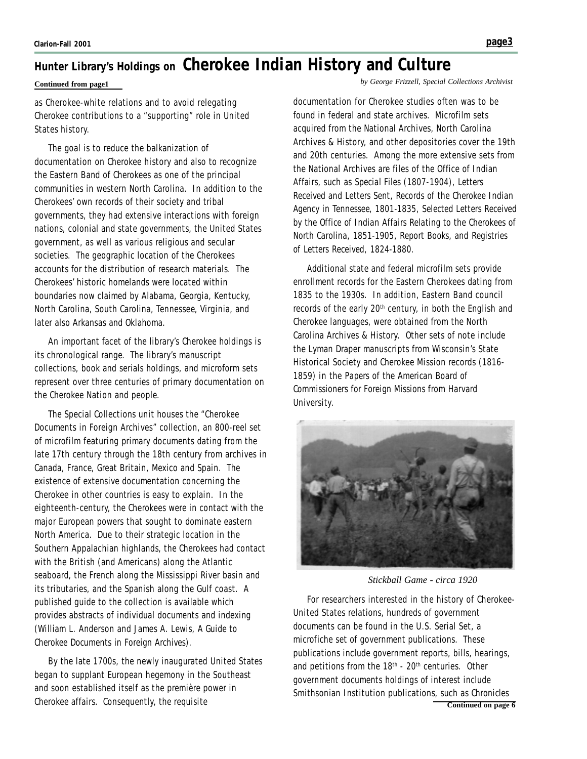## Hunter Library's Holdings on Cherokee Indian History and Culture

**Continued from page1**

*by George Frizzell, Special Collections Archivist*

as Cherokee-white relations and to avoid relegating Cherokee contributions to a "supporting" role in United States history.

The goal is to reduce the balkanization of documentation on Cherokee history and also to recognize the Eastern Band of Cherokees as one of the principal communities in western North Carolina. In addition to the Cherokees' own records of their society and tribal governments, they had extensive interactions with foreign nations, colonial and state governments, the United States government, as well as various religious and secular societies. The geographic location of the Cherokees accounts for the distribution of research materials. The Cherokees' historic homelands were located within boundaries now claimed by Alabama, Georgia, Kentucky, North Carolina, South Carolina, Tennessee, Virginia, and later also Arkansas and Oklahoma.

An important facet of the library's Cherokee holdings is its chronological range. The library's manuscript collections, book and serials holdings, and microform sets represent over three centuries of primary documentation on the Cherokee Nation and people.

The Special Collections unit houses the "Cherokee Documents in Foreign Archives" collection, an 800-reel set of microfilm featuring primary documents dating from the late 17th century through the 18th century from archives in Canada, France, Great Britain, Mexico and Spain. The existence of extensive documentation concerning the Cherokee in other countries is easy to explain. In the eighteenth-century, the Cherokees were in contact with the major European powers that sought to dominate eastern North America. Due to their strategic location in the Southern Appalachian highlands, the Cherokees had contact with the British (and Americans) along the Atlantic seaboard, the French along the Mississippi River basin and its tributaries, and the Spanish along the Gulf coast. A published guide to the collection is available which provides abstracts of individual documents and indexing (William L. Anderson and James A. Lewis, A Guide to Cherokee Documents in Foreign Archives).

By the late 1700s, the newly inaugurated United States began to supplant European hegemony in the Southeast and soon established itself as the première power in Cherokee affairs. Consequently, the requisite documentation for Cherokee studies often was to be found in federal and state archives. Microfilm sets acquired from the National Archives, North Carolina Archives & History, and other depositories cover the 19th and 20th centuries. Among the more extensive sets from the National Archives are files of the Office of Indian Affairs, such as Special Files (1807-1904), Letters Received and Letters Sent, Records of the Cherokee Indian Agency in Tennessee, 1801-1835, Selected Letters Received by the Office of Indian Affairs Relating to the Cherokees of North Carolina, 1851-1905, Report Books, and Registries of Letters Received, 1824-1880.

Additional state and federal microfilm sets provide enrollment records for the Eastern Cherokees dating from 1835 to the 1930s. In addition, Eastern Band council records of the early 20th century, in both the English and Cherokee languages, were obtained from the North Carolina Archives & History. Other sets of note include the Lyman Draper manuscripts from Wisconsin's State Historical Society and Cherokee Mission records (1816-1859) in the Papers of the American Board of Commissioners for Foreign Missions from Harvard University.

*Stickball Game - circa 1920*

For researchers interested in the history of Cherokee-United States relations, hundreds of government documents can be found in the U.S. Serial Set, a microfiche set of government publications. These publications include government reports, bills, hearings, and petitions from the 18th - 20th centuries. Other government documents holdings of interest include Smithsonian Institution publications, such as Chronicles

**Continued on page 6**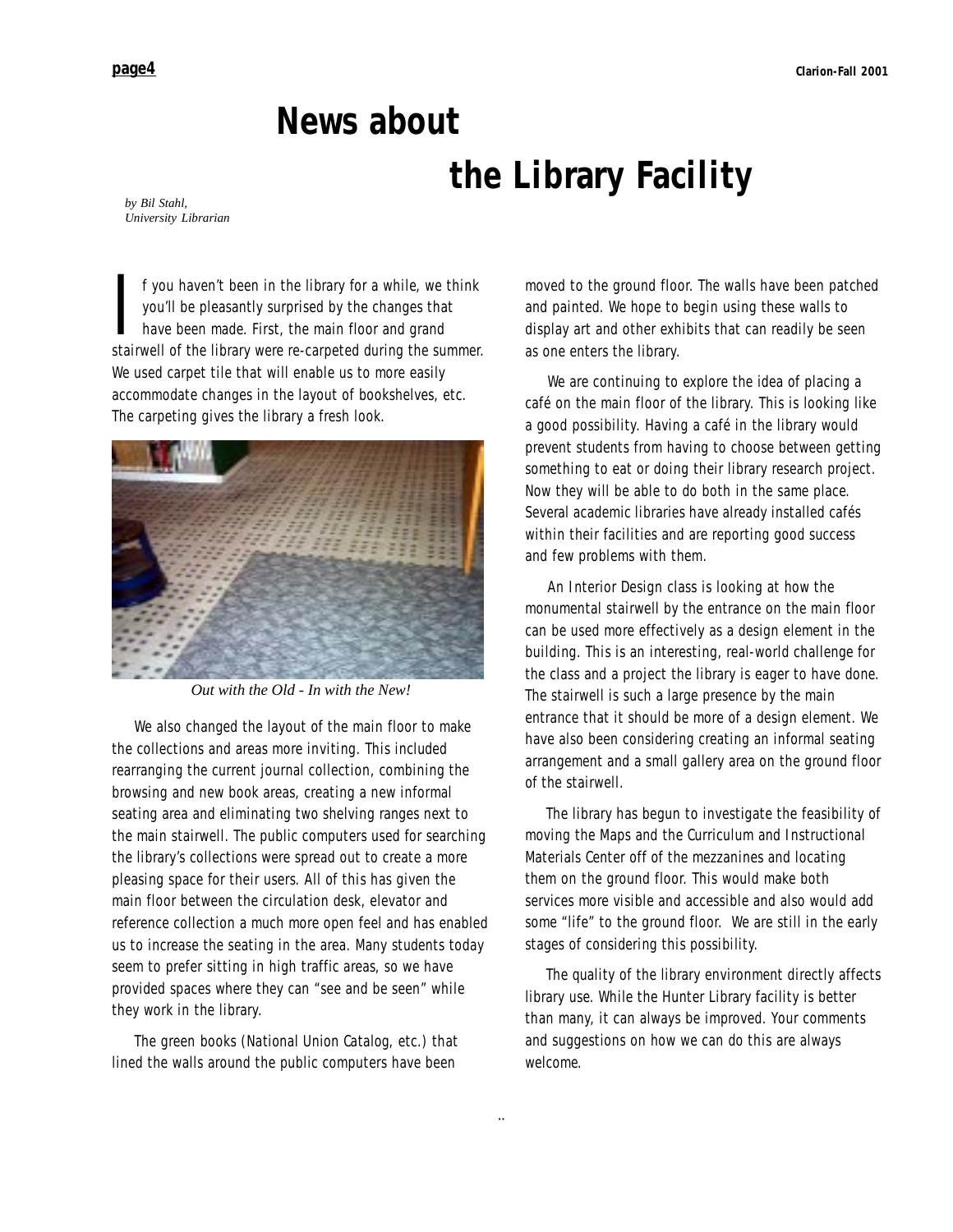# News about the Library Facility

*by Bil Stahl, University Librarian*

If you haven't been in the library for a while, we think you'll be pleasantly surprised by the changes that have been made. First, the main floor and grand stairwell of the library were re-carpeted during the summer. We used carpet tile that will enable us to more easily accommodate changes in the layout of bookshelves, etc. The carpeting gives the library a fresh look.

*Out with the Old - In with the New!*

We also changed the layout of the main floor to make the collections and areas more inviting. This included rearranging the current journal collection, combining the browsing and new book areas, creating a new informal seating area and eliminating two shelving ranges next to the main stairwell. The public computers used for searching the library's collections were spread out to create a more pleasing space for their users. All of this has given the main floor between the circulation desk, elevator and reference collection a much more open feel and has enabled us to increase the seating in the area. Many students today seem to prefer sitting in high traffic areas, so we have provided spaces where they can "see and be seen" while they work in the library.

The green books (National Union Catalog, etc.) that lined the walls around the public computers have been moved to the ground floor. The walls have been patched and painted. We hope to begin using these walls to display art and other exhibits that can readily be seen as one enters the library.

We are continuing to explore the idea of placing a café on the main floor of the library. This is looking like a good possibility. Having a café in the library would prevent students from having to choose between getting something to eat or doing their library research project. Now they will be able to do both in the same place. Several academic libraries have already installed cafés within their facilities and are reporting good success and few problems with them.

An Interior Design class is looking at how the monumental stairwell by the entrance on the main floor can be used more effectively as a design element in the building. This is an interesting, real-world challenge for the class and a project the library is eager to have done. The stairwell is such a large presence by the main entrance that it should be more of a design element. We have also been considering creating an informal seating arrangement and a small gallery area on the ground floor of the stairwell.

The library has begun to investigate the feasibility of moving the Maps and the Curriculum and Instructional Materials Center off of the mezzanines and locating them on the ground floor. This would make both services more visible and accessible and also would add some "life" to the ground floor. We are still in the early stages of considering this possibility.

The quality of the library environment directly affects library use. While the Hunter Library facility is better than many, it can always be improved. Your comments and suggestions on how we can do this are always welcome.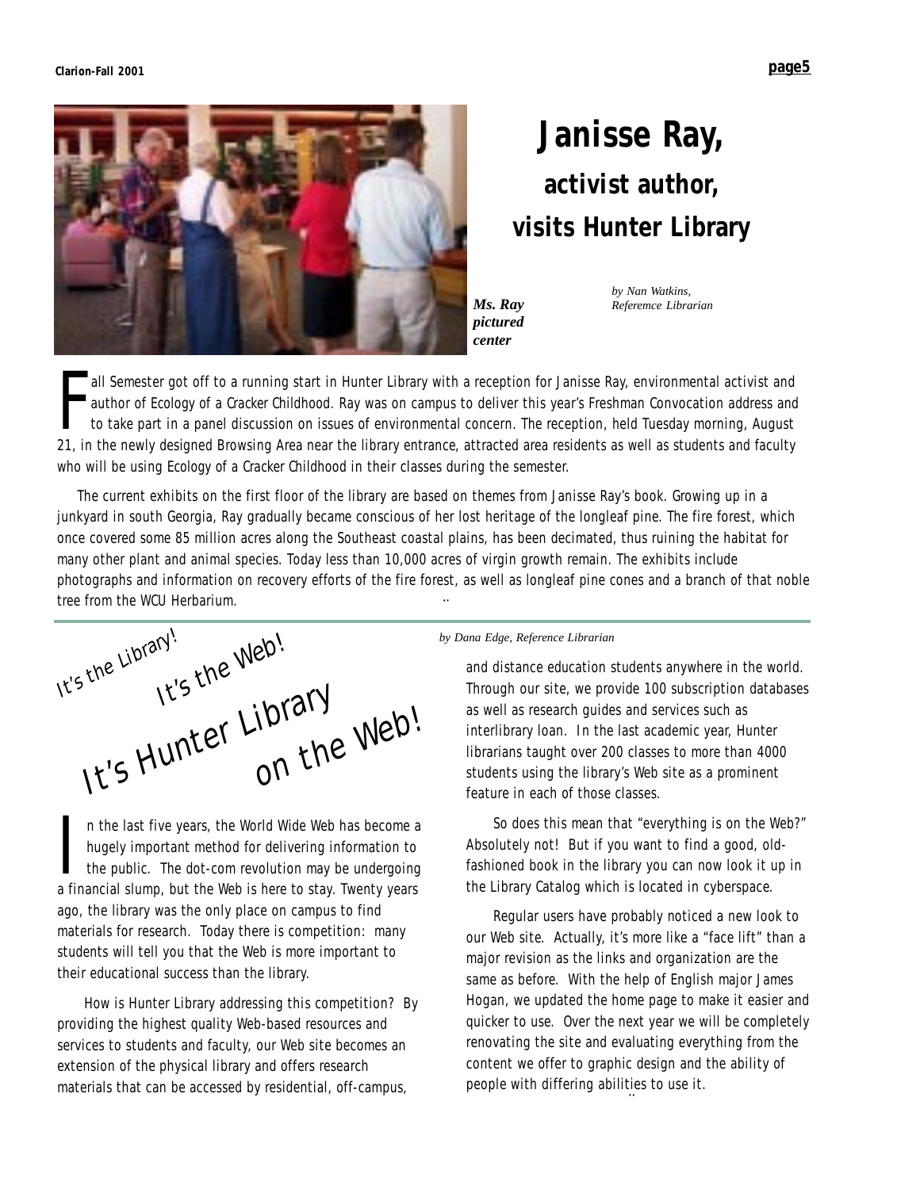# Janisse Ray, activist author, visits Hunter Library

*Ms. Ray pictured center*

*by Nan Watkins, Referemce Librarian*

Fall Semester got off to a running start in Hunter Library with a reception for Janisse Ray, environmental activist and author of Ecology of a Cracker Childhood. Ray was on campus to deliver this year's Freshman Convocation address and to take part in a panel discussion on issues of environmental concern. The reception, held Tuesday morning, August 21, in the newly designed Browsing Area near the library entrance, attracted area residents as well as students and faculty who will be using Ecology of a Cracker Childhood in their classes during the semester.

The current exhibits on the first floor of the library are based on themes from Janisse Ray's book. Growing up in a junkyard in south Georgia, Ray gradually became conscious of her lost heritage of the longleaf pine. The fire forest, which once covered some 85 million acres along the Southeast coastal plains, has been decimated, thus ruining the habitat for many other plant and animal species. Today less than 10,000 acres of virgin growth remain. The exhibits include photographs and information on recovery efforts of the fire forest, as well as longleaf pine cones and a branch of that noble tree from the WCU Herbarium.

---

# It's the Library! It's the Web! It's Hunter Library on the Web!

*by Dana Edge, Reference Librarian*

In the last five years, the World Wide Web has become a hugely important method for delivering information to the public. The dot-com revolution may be undergoing a financial slump, but the Web is here to stay. Twenty years ago, the library was the only place on campus to find materials for research. Today there is competition: many students will tell you that the Web is more important to their educational success than the library.

How is Hunter Library addressing this competition? By providing the highest quality Web-based resources and services to students and faculty, our Web site becomes an extension of the physical library and offers research materials that can be accessed by residential, off-campus, and distance education students anywhere in the world. Through our site, we provide 100 subscription databases as well as research guides and services such as interlibrary loan. In the last academic year, Hunter librarians taught over 200 classes to more than 4000 students using the library's Web site as a prominent feature in each of those classes.

So does this mean that "everything is on the Web?" Absolutely not! But if you want to find a good, old-fashioned book in the library you can now look it up in the Library Catalog which is located in cyberspace.

Regular users have probably noticed a new look to our Web site. Actually, it's more like a "face lift" than a major revision as the links and organization are the same as before. With the help of English major James Hogan, we updated the home page to make it easier and quicker to use. Over the next year we will be completely renovating the site and evaluating everything from the content we offer to graphic design and the ability of people with differing abilities to use it.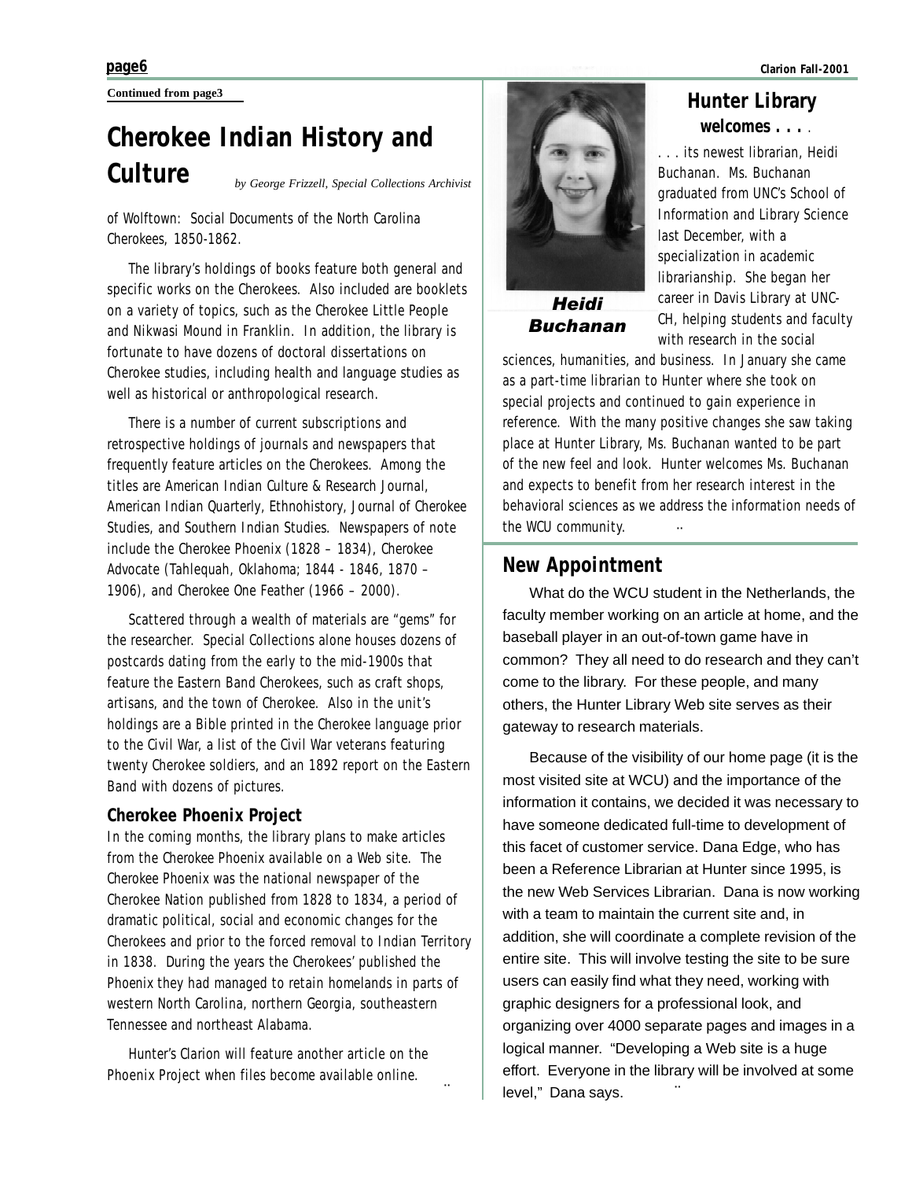Continued from page3

# Cherokee Indian History and Culture

*by George Frizzell, Special Collections Archivist*

of Wolftown: Social Documents of the North Carolina Cherokees, 1850-1862.

The library's holdings of books feature both general and specific works on the Cherokees. Also included are booklets on a variety of topics, such as the Cherokee Little People and Nikwasi Mound in Franklin. In addition, the library is fortunate to have dozens of doctoral dissertations on Cherokee studies, including health and language studies as well as historical or anthropological research.

There is a number of current subscriptions and retrospective holdings of journals and newspapers that frequently feature articles on the Cherokees. Among the titles are American Indian Culture & Research Journal, American Indian Quarterly, Ethnohistory, Journal of Cherokee Studies, and Southern Indian Studies. Newspapers of note include the Cherokee Phoenix (1828 – 1834), Cherokee Advocate (Tahlequah, Oklahoma; 1844 - 1846, 1870 – 1906), and Cherokee One Feather (1966 – 2000).

Scattered through a wealth of materials are "gems" for the researcher. Special Collections alone houses dozens of postcards dating from the early to the mid-1900s that feature the Eastern Band Cherokees, such as craft shops, artisans, and the town of Cherokee. Also in the unit's holdings are a Bible printed in the Cherokee language prior to the Civil War, a list of the Civil War veterans featuring twenty Cherokee soldiers, and an 1892 report on the Eastern Band with dozens of pictures.

### Cherokee Phoenix Project

In the coming months, the library plans to make articles from the Cherokee Phoenix available on a Web site. The Cherokee Phoenix was the national newspaper of the Cherokee Nation published from 1828 to 1834, a period of dramatic political, social and economic changes for the Cherokees and prior to the forced removal to Indian Territory in 1838. During the years the Cherokees' published the Phoenix they had managed to retain homelands in parts of western North Carolina, northern Georgia, southeastern Tennessee and northeast Alabama.

Hunter's Clarion will feature another article on the Phoenix Project when files become available online.

## Hunter Library welcomes . . . .

**Heidi Buchanan**

. . . its newest librarian, Heidi Buchanan. Ms. Buchanan graduated from UNC's School of Information and Library Science last December, with a specialization in academic librarianship. She began her career in Davis Library at UNC-CH, helping students and faculty with research in the social sciences, humanities, and business. In January she came as a part-time librarian to Hunter where she took on special projects and continued to gain experience in reference. With the many positive changes she saw taking place at Hunter Library, Ms. Buchanan wanted to be part of the new feel and look. Hunter welcomes Ms. Buchanan and expects to benefit from her research interest in the behavioral sciences as we address the information needs of the WCU community.

## New Appointment

What do the WCU student in the Netherlands, the faculty member working on an article at home, and the baseball player in an out-of-town game have in common? They all need to do research and they can't come to the library. For these people, and many others, the Hunter Library Web site serves as their gateway to research materials.

Because of the visibility of our home page (it is the most visited site at WCU) and the importance of the information it contains, we decided it was necessary to have someone dedicated full-time to development of this facet of customer service. Dana Edge, who has been a Reference Librarian at Hunter since 1995, is the new Web Services Librarian. Dana is now working with a team to maintain the current site and, in addition, she will coordinate a complete revision of the entire site. This will involve testing the site to be sure users can easily find what they need, working with graphic designers for a professional look, and organizing over 4000 separate pages and images in a logical manner. "Developing a Web site is a huge effort. Everyone in the library will be involved at some level," Dana says.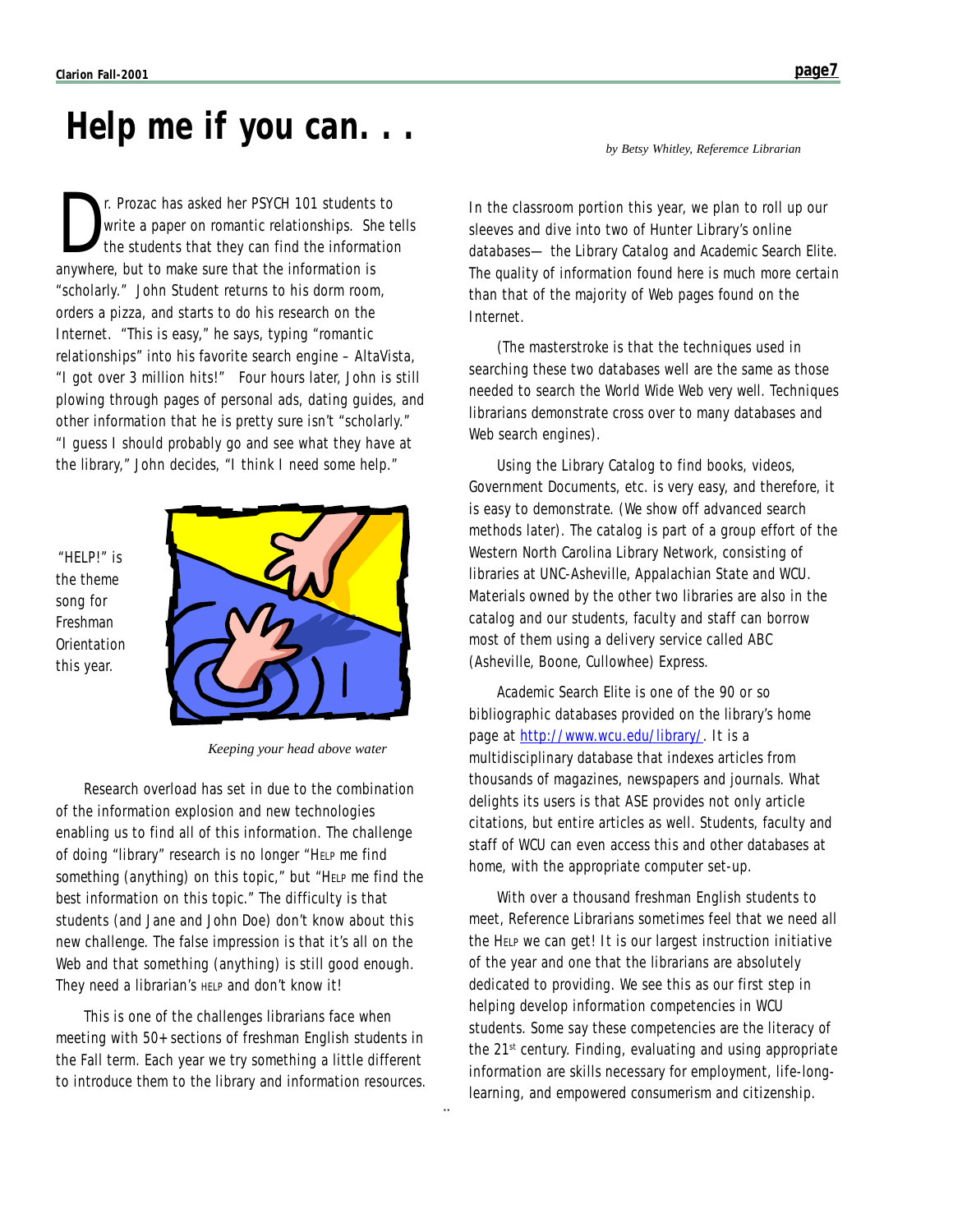# Help me if you can. . .

*by Betsy Whitley, Referemce Librarian*

Dr. Prozac has asked her PSYCH 101 students to write a paper on romantic relationships. She tells the students that they can find the information anywhere, but to make sure that the information is "scholarly." John Student returns to his dorm room, orders a pizza, and starts to do his research on the Internet. "This is easy," he says, typing "romantic relationships" into his favorite search engine – AltaVista, "I got over 3 million hits!" Four hours later, John is still plowing through pages of personal ads, dating guides, and other information that he is pretty sure isn't "scholarly." "I guess I should probably go and see what they have at the library," John decides, "I think I need some help."

"HELP!" is the theme song for Freshman Orientation this year.

*Keeping your head above water*

Research overload has set in due to the combination of the information explosion and new technologies enabling us to find all of this information. The challenge of doing "library" research is no longer "HELP me find something (anything) on this topic," but "HELP me find the best information on this topic." The difficulty is that students (and Jane and John Doe) don't know about this new challenge. The false impression is that it's all on the Web and that something (anything) is still good enough. They need a librarian's HELP and don't know it!

This is one of the challenges librarians face when meeting with 50+ sections of freshman English students in the Fall term. Each year we try something a little different to introduce them to the library and information resources.

In the classroom portion this year, we plan to roll up our sleeves and dive into two of Hunter Library's online databases— the Library Catalog and Academic Search Elite. The quality of information found here is much more certain than that of the majority of Web pages found on the Internet.

(The masterstroke is that the techniques used in searching these two databases well are the same as those needed to search the World Wide Web very well. Techniques librarians demonstrate cross over to many databases and Web search engines).

Using the Library Catalog to find books, videos, Government Documents, etc. is very easy, and therefore, it is easy to demonstrate. (We show off advanced search methods later). The catalog is part of a group effort of the Western North Carolina Library Network, consisting of libraries at UNC-Asheville, Appalachian State and WCU. Materials owned by the other two libraries are also in the catalog and our students, faculty and staff can borrow most of them using a delivery service called ABC (Asheville, Boone, Cullowhee) Express.

Academic Search Elite is one of the 90 or so bibliographic databases provided on the library's home page at http://www.wcu.edu/library/. It is a multidisciplinary database that indexes articles from thousands of magazines, newspapers and journals. What delights its users is that ASE provides not only article citations, but entire articles as well. Students, faculty and staff of WCU can even access this and other databases at home, with the appropriate computer set-up.

With over a thousand freshman English students to meet, Reference Librarians sometimes feel that we need all the HELP we can get! It is our largest instruction initiative of the year and one that the librarians are absolutely dedicated to providing. We see this as our first step in helping develop information competencies in WCU students. Some say these competencies are the literacy of the 21st century. Finding, evaluating and using appropriate information are skills necessary for employment, life-long-learning, and empowered consumerism and citizenship.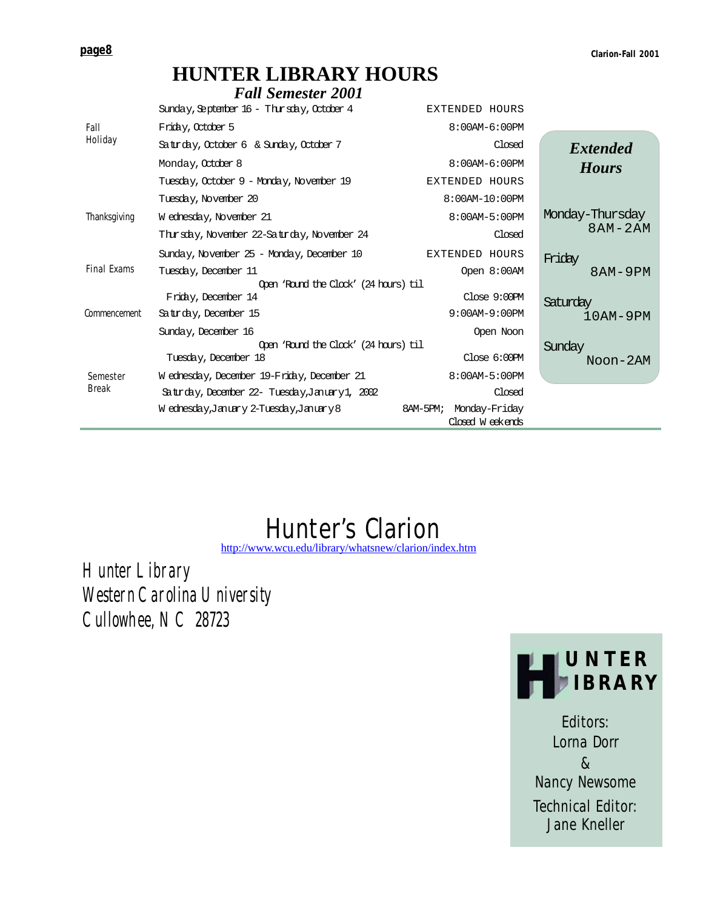# HUNTER LIBRARY HOURS

## *Fall Semester 2001*

| | | |
|---|---|---|
| | Sunday, September 16 - Thursday, October 4 | EXTENDED HOURS |
| Fall Holiday | Friday, October 5 | 8:00AM-6:00PM |
| | Saturday, October 6 & Sunday, October 7 | Closed |
| | Monday, October 8 | 8:00AM-6:00PM |
| | Tuesday, October 9 - Monday, November 19 | EXTENDED HOURS |
| | Tuesday, November 20 | 8:00AM-10:00PM |
| Thanksgiving | Wednesday, November 21 | 8:00AM-5:00PM |
| | Thursday, November 22-Saturday, November 24 | Closed |
| | Sunday, November 25 - Monday, December 10 | EXTENDED HOURS |
| Final Exams | Tuesday, December 11 | Open 8:00AM |
| | Open 'Round the Clock' (24 hours) til Friday, December 14 | Close 9:00PM |
| Commencement | Saturday, December 15 | 9:00AM-9:00PM |
| | Sunday, December 16 | Open Noon |
| | Open 'Round the Clock' (24 hours) til Tuesday, December 18 | Close 6:00PM |
| Semester Break | Wednesday, December 19-Friday, December 21 | 8:00AM-5:00PM |
| | Saturday, December 22- Tuesday, January 1, 2002 | Closed |
| | Wednesday, January 2-Tuesday, January 8 | 8AM-5PM; Monday-Friday Closed Weekends |

### *Extended Hours*

Monday-Thursday
8AM-2AM

Friday
8AM-9PM

Saturday
10AM-9PM

Sunday
Noon-2AM

# Hunter's Clarion

http://www.wcu.edu/library/whatsnew/clarion/index.htm

Hunter Library
Western Carolina University
Cullowhee, NC 28723

**HUNTER LIBRARY**

Editors:
Lorna Dorr
&
Nancy Newsome

Technical Editor:
Jane Kneller